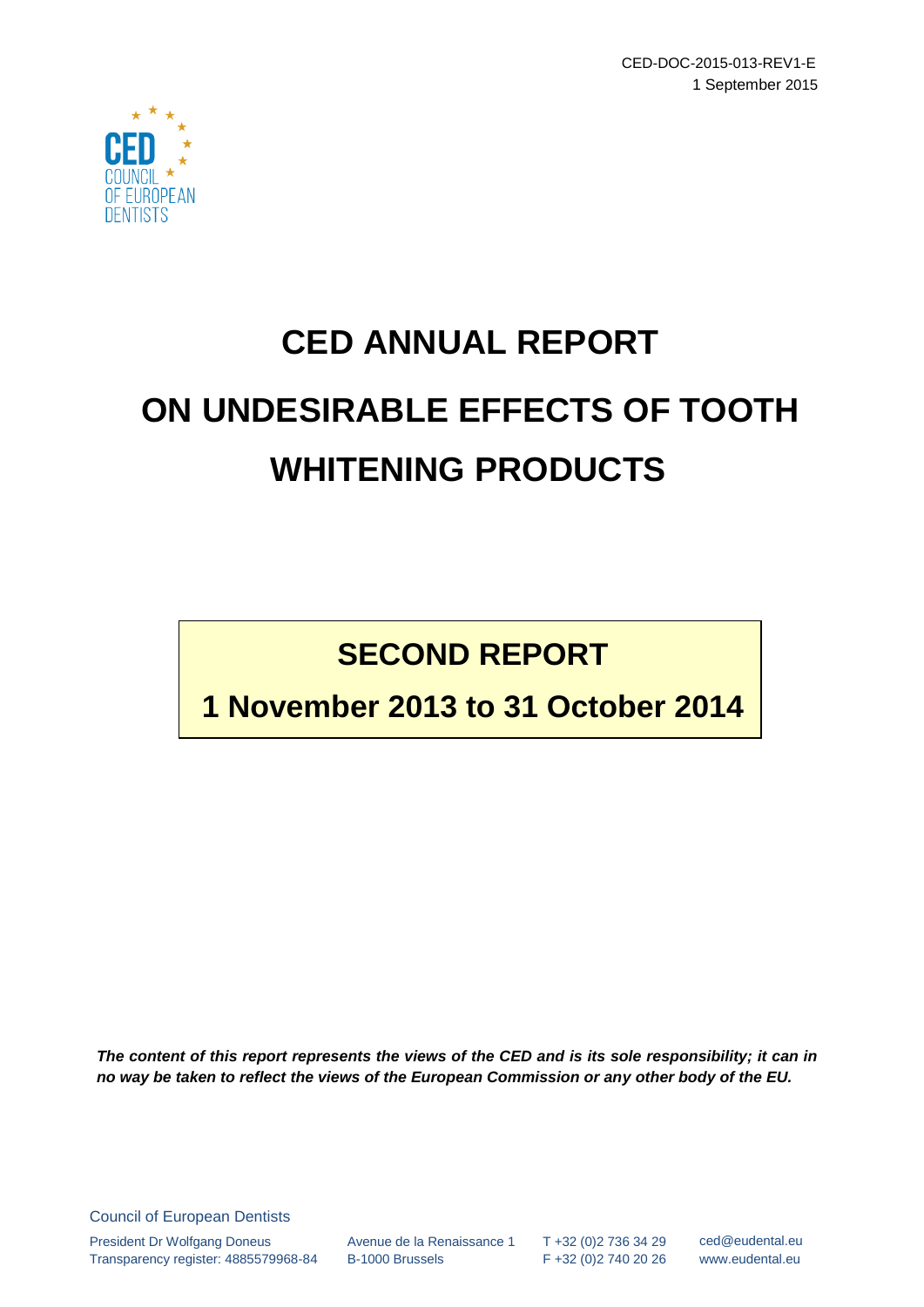CED-DOC-2015-013-REV1-E
1 September 2015

CED
COUNCIL
OF EUROPEAN
DENTISTS

# CED ANNUAL REPORT
# ON UNDESIRABLE EFFECTS OF TOOTH WHITENING PRODUCTS

## SECOND REPORT
## 1 November 2013 to 31 October 2014

***The content of this report represents the views of the CED and is its sole responsibility; it can in no way be taken to reflect the views of the European Commission or any other body of the EU.***

Council of European Dentists

President Dr Wolfgang Doneus
Transparency register: 4885579968-84

Avenue de la Renaissance 1
B-1000 Brussels

T +32 (0)2 736 34 29
F +32 (0)2 740 20 26

ced@eudental.eu
www.eudental.eu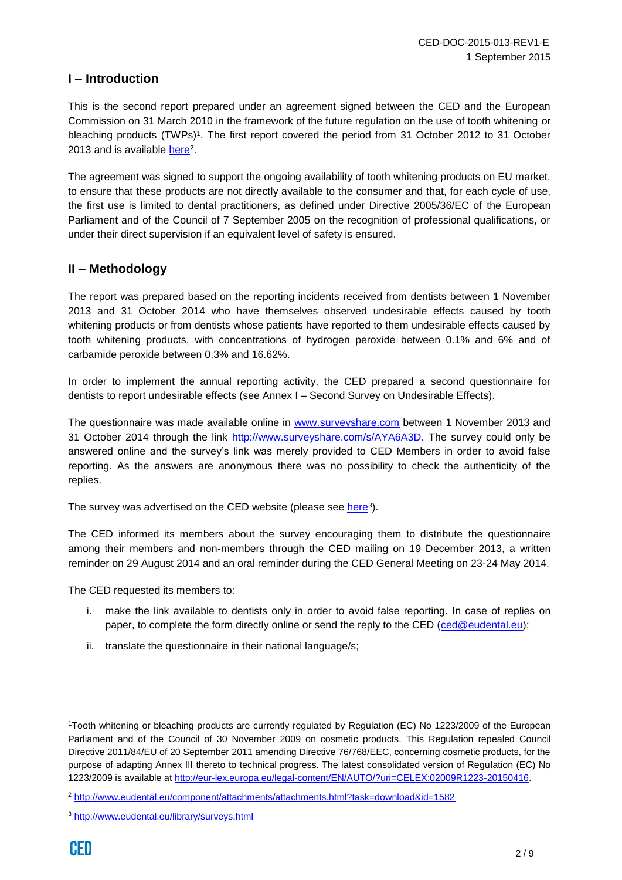CED-DOC-2015-013-REV1-E
1 September 2015

## I – Introduction

This is the second report prepared under an agreement signed between the CED and the European Commission on 31 March 2010 in the framework of the future regulation on the use of tooth whitening or bleaching products (TWPs)[1]. The first report covered the period from 31 October 2012 to 31 October 2013 and is available here[2].

The agreement was signed to support the ongoing availability of tooth whitening products on EU market, to ensure that these products are not directly available to the consumer and that, for each cycle of use, the first use is limited to dental practitioners, as defined under Directive 2005/36/EC of the European Parliament and of the Council of 7 September 2005 on the recognition of professional qualifications, or under their direct supervision if an equivalent level of safety is ensured.

## II – Methodology

The report was prepared based on the reporting incidents received from dentists between 1 November 2013 and 31 October 2014 who have themselves observed undesirable effects caused by tooth whitening products or from dentists whose patients have reported to them undesirable effects caused by tooth whitening products, with concentrations of hydrogen peroxide between 0.1% and 6% and of carbamide peroxide between 0.3% and 16.62%.

In order to implement the annual reporting activity, the CED prepared a second questionnaire for dentists to report undesirable effects (see Annex I – Second Survey on Undesirable Effects).

The questionnaire was made available online in www.surveyshare.com between 1 November 2013 and 31 October 2014 through the link http://www.surveyshare.com/s/AYA6A3D. The survey could only be answered online and the survey's link was merely provided to CED Members in order to avoid false reporting. As the answers are anonymous there was no possibility to check the authenticity of the replies.

The survey was advertised on the CED website (please see here[3]).

The CED informed its members about the survey encouraging them to distribute the questionnaire among their members and non-members through the CED mailing on 19 December 2013, a written reminder on 29 August 2014 and an oral reminder during the CED General Meeting on 23-24 May 2014.

The CED requested its members to:

i. make the link available to dentists only in order to avoid false reporting. In case of replies on paper, to complete the form directly online or send the reply to the CED (ced@eudental.eu);

ii. translate the questionnaire in their national language/s;

---

[1] Tooth whitening or bleaching products are currently regulated by Regulation (EC) No 1223/2009 of the European Parliament and of the Council of 30 November 2009 on cosmetic products. This Regulation repealed Council Directive 2011/84/EU of 20 September 2011 amending Directive 76/768/EEC, concerning cosmetic products, for the purpose of adapting Annex III thereto to technical progress. The latest consolidated version of Regulation (EC) No 1223/2009 is available at http://eur-lex.europa.eu/legal-content/EN/AUTO/?uri=CELEX:02009R1223-20150416.

[2] http://www.eudental.eu/component/attachments/attachments.html?task=download&id=1582

[3] http://www.eudental.eu/library/surveys.html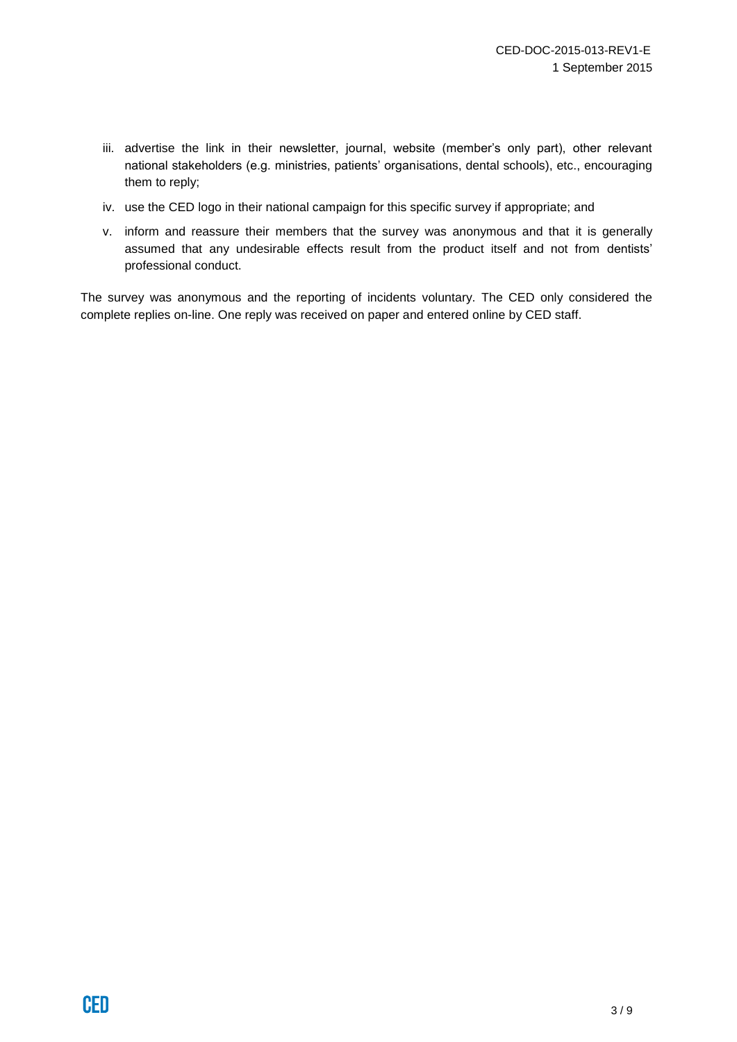iii. advertise the link in their newsletter, journal, website (member's only part), other relevant national stakeholders (e.g. ministries, patients' organisations, dental schools), etc., encouraging them to reply;

iv. use the CED logo in their national campaign for this specific survey if appropriate; and

v. inform and reassure their members that the survey was anonymous and that it is generally assumed that any undesirable effects result from the product itself and not from dentists' professional conduct.

The survey was anonymous and the reporting of incidents voluntary. The CED only considered the complete replies on-line. One reply was received on paper and entered online by CED staff.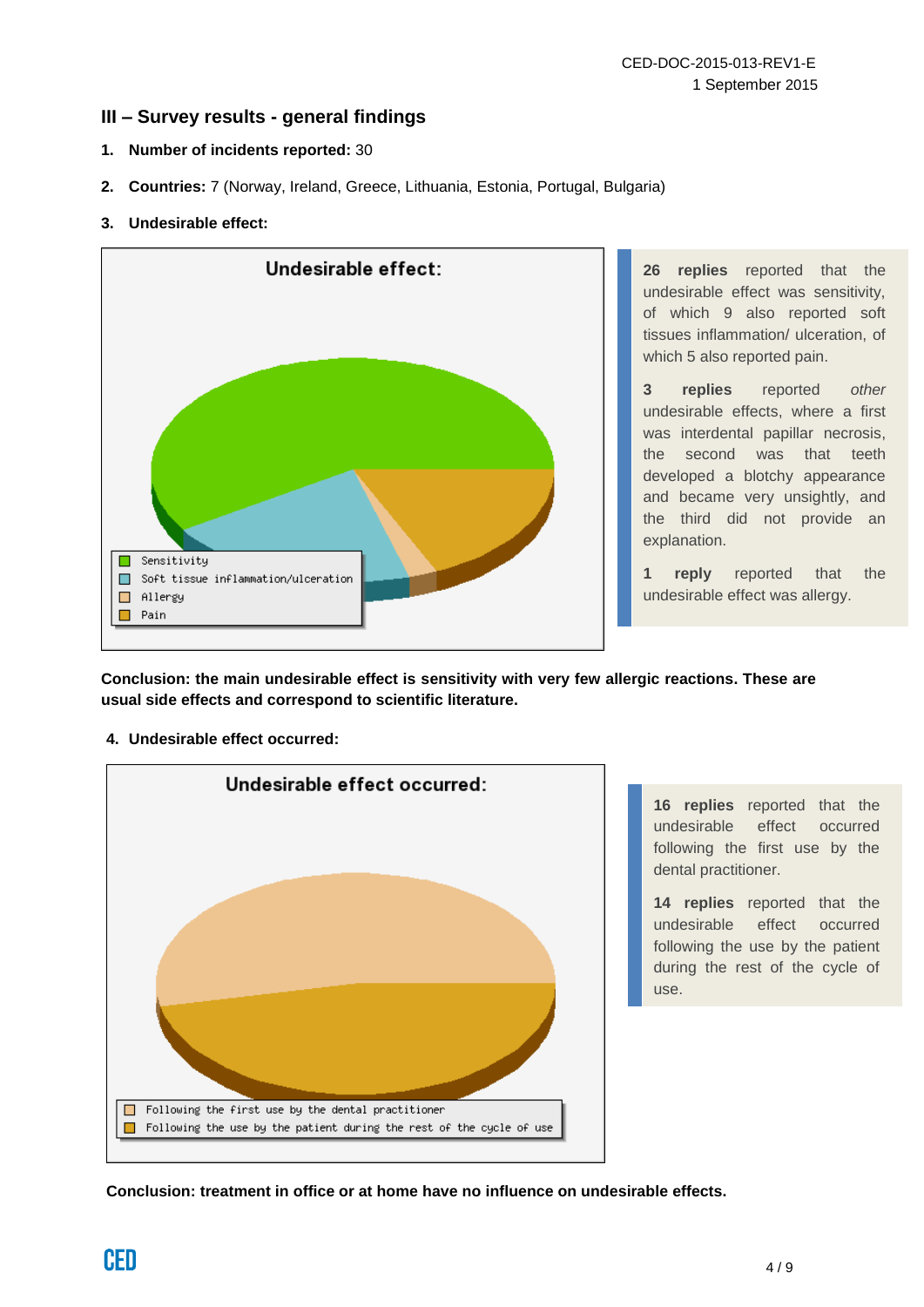## III – Survey results - general findings

1. **Number of incidents reported:** 30

2. **Countries:** 7 (Norway, Ireland, Greece, Lithuania, Estonia, Portugal, Bulgaria)

3. **Undesirable effect:**

Undesirable effect:

Sensitivity
Soft tissue inflammation/ulceration
Allergy
Pain

**26 replies** reported that the undesirable effect was sensitivity, of which 9 also reported soft tissues inflammation/ ulceration, of which 5 also reported pain.

**3 replies** reported *other* undesirable effects, where a first was interdental papillar necrosis, the second was that teeth developed a blotchy appearance and became very unsightly, and the third did not provide an explanation.

**1 reply** reported that the undesirable effect was allergy.

**Conclusion: the main undesirable effect is sensitivity with very few allergic reactions. These are usual side effects and correspond to scientific literature.**

4. **Undesirable effect occurred:**

Undesirable effect occurred:

Following the first use by the dental practitioner
Following the use by the patient during the rest of the cycle of use

**16 replies** reported that the undesirable effect occurred following the first use by the dental practitioner.

**14 replies** reported that the undesirable effect occurred following the use by the patient during the rest of the cycle of use.

**Conclusion: treatment in office or at home have no influence on undesirable effects.**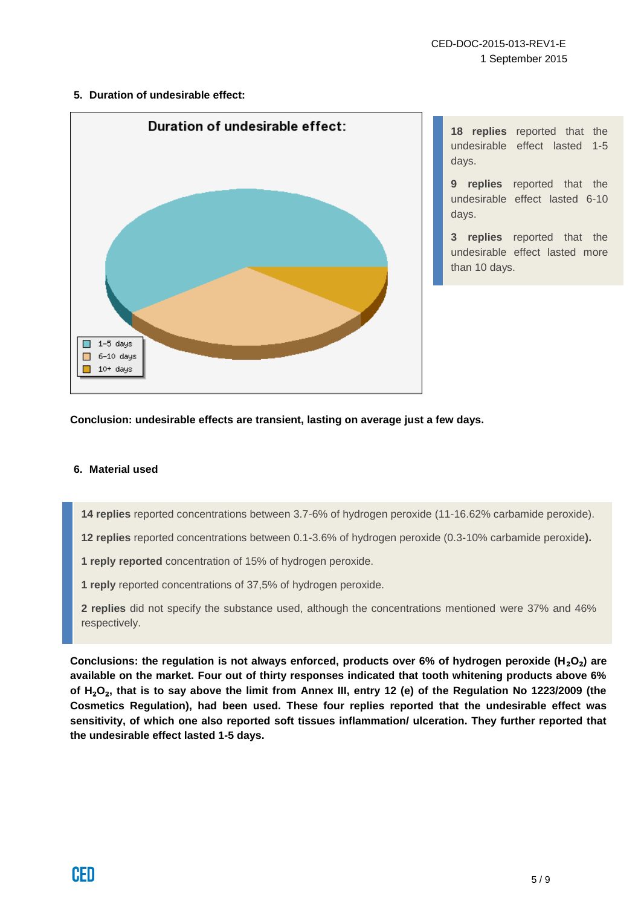## 5. Duration of undesirable effect:

Duration of undesirable effect:

1-5 days
6-10 days
10+ days

**18 replies** reported that the undesirable effect lasted 1-5 days.

**9 replies** reported that the undesirable effect lasted 6-10 days.

**3 replies** reported that the undesirable effect lasted more than 10 days.

**Conclusion: undesirable effects are transient, lasting on average just a few days.**

## 6. Material used

**14 replies** reported concentrations between 3.7-6% of hydrogen peroxide (11-16.62% carbamide peroxide).

**12 replies** reported concentrations between 0.1-3.6% of hydrogen peroxide (0.3-10% carbamide peroxide**).**

**1 reply reported** concentration of 15% of hydrogen peroxide.

**1 reply** reported concentrations of 37,5% of hydrogen peroxide.

**2 replies** did not specify the substance used, although the concentrations mentioned were 37% and 46% respectively.

**Conclusions: the regulation is not always enforced, products over 6% of hydrogen peroxide ($H_2O_2$) are available on the market. Four out of thirty responses indicated that tooth whitening products above 6% of $H_2O_2$, that is to say above the limit from Annex III, entry 12 (e) of the Regulation No 1223/2009 (the Cosmetics Regulation), had been used. These four replies reported that the undesirable effect was sensitivity, of which one also reported soft tissues inflammation/ ulceration. They further reported that the undesirable effect lasted 1-5 days.**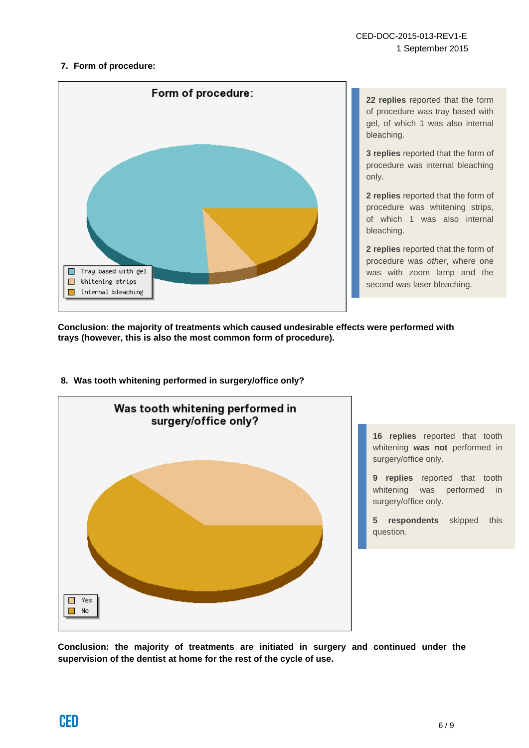## 7. Form of procedure:

Form of procedure:

Tray based with gel
Whitening strips
Internal bleaching

**22 replies** reported that the form of procedure was tray based with gel, of which 1 was also internal bleaching.

**3 replies** reported that the form of procedure was internal bleaching only.

**2 replies** reported that the form of procedure was whitening strips, of which 1 was also internal bleaching.

**2 replies** reported that the form of procedure was *other*, where one was with zoom lamp and the second was laser bleaching.

**Conclusion: the majority of treatments which caused undesirable effects were performed with trays (however, this is also the most common form of procedure).**

## 8. Was tooth whitening performed in surgery/office only?

Was tooth whitening performed in surgery/office only?

Yes
No

**16 replies** reported that tooth whitening **was not** performed in surgery/office only.

**9 replies** reported that tooth whitening was performed in surgery/office only.

**5 respondents** skipped this question.

**Conclusion: the majority of treatments are initiated in surgery and continued under the supervision of the dentist at home for the rest of the cycle of use.**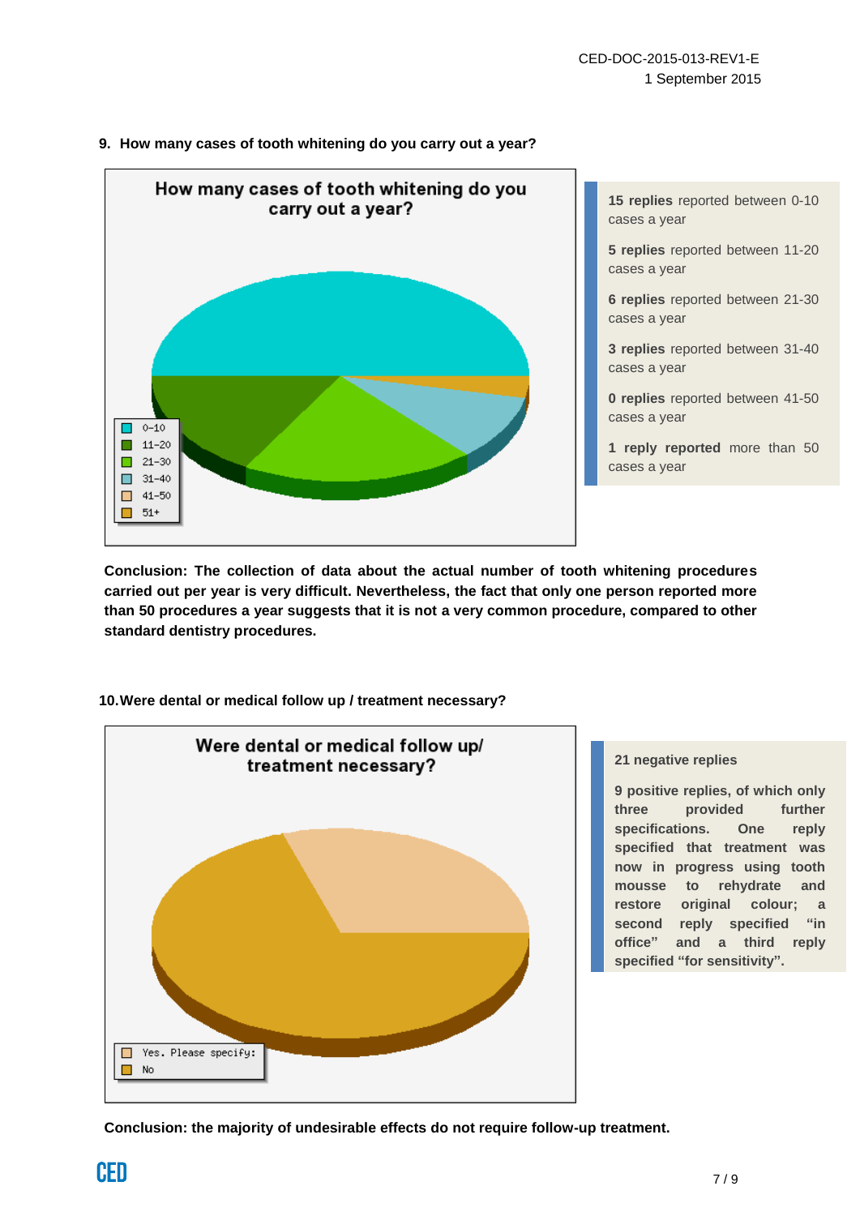## 9. How many cases of tooth whitening do you carry out a year?

How many cases of tooth whitening do you carry out a year?

0-10
11-20
21-30
31-40
41-50
51+

**15 replies** reported between 0-10 cases a year

**5 replies** reported between 11-20 cases a year

**6 replies** reported between 21-30 cases a year

**3 replies** reported between 31-40 cases a year

**0 replies** reported between 41-50 cases a year

**1 reply reported** more than 50 cases a year

**Conclusion: The collection of data about the actual number of tooth whitening procedures carried out per year is very difficult. Nevertheless, the fact that only one person reported more than 50 procedures a year suggests that it is not a very common procedure, compared to other standard dentistry procedures.**

## 10. Were dental or medical follow up / treatment necessary?

Were dental or medical follow up/ treatment necessary?

Yes. Please specify:
No

**21 negative replies**

**9 positive replies, of which only three provided further specifications. One reply specified that treatment was now in progress using tooth mousse to rehydrate and restore original colour; a second reply specified "in office" and a third reply specified "for sensitivity".**

**Conclusion: the majority of undesirable effects do not require follow-up treatment.**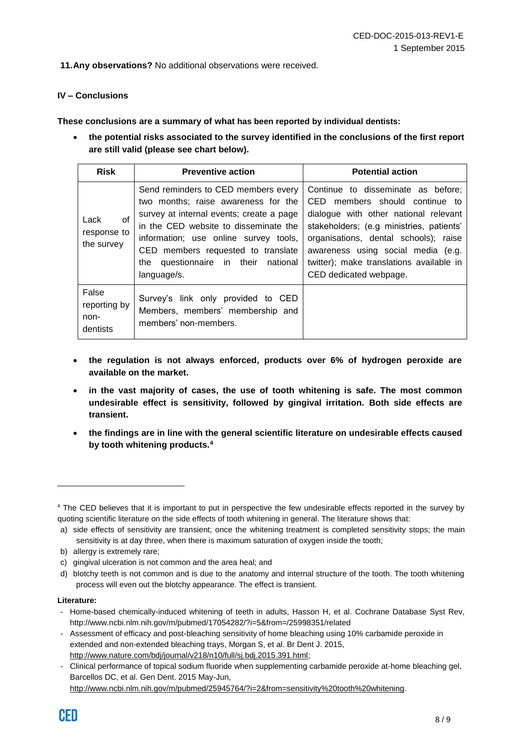**11. Any observations?** No additional observations were received.

## IV – Conclusions

**These conclusions are a summary of what has been reported by individual dentists:**

- **the potential risks associated to the survey identified in the conclusions of the first report are still valid (please see chart below).**

| Risk | Preventive action | Potential action |
| --- | --- | --- |
| Lack of response to the survey | Send reminders to CED members every two months; raise awareness for the survey at internal events; create a page in the CED website to disseminate the information; use online survey tools, CED members requested to translate the questionnaire in their national language/s. | Continue to disseminate as before; CED members should continue to dialogue with other national relevant stakeholders; (e.g ministries, patients' organisations, dental schools); raise awareness using social media (e.g. twitter); make translations available in CED dedicated webpage. |
| False reporting by non-dentists | Survey's link only provided to CED Members, members' membership and members' non-members. | |

- **the regulation is not always enforced, products over 6% of hydrogen peroxide are available on the market.**
- **in the vast majority of cases, the use of tooth whitening is safe. The most common undesirable effect is sensitivity, followed by gingival irritation. Both side effects are transient.**
- **the findings are in line with the general scientific literature on undesirable effects caused by tooth whitening products.[4]**

---

[4] The CED believes that it is important to put in perspective the few undesirable effects reported in the survey by quoting scientific literature on the side effects of tooth whitening in general. The literature shows that:

a) side effects of sensitivity are transient; once the whitening treatment is completed sensitivity stops; the main sensitivity is at day three, when there is maximum saturation of oxygen inside the tooth;

b) allergy is extremely rare;

c) gingival ulceration is not common and the area heal; and

d) blotchy teeth is not common and is due to the anatomy and internal structure of the tooth. The tooth whitening process will even out the blotchy appearance. The effect is transient.

**Literature:**

- Home-based chemically-induced whitening of teeth in adults, Hasson H, et al. Cochrane Database Syst Rev, http://www.ncbi.nlm.nih.gov/m/pubmed/17054282/?i=5&from=/25998351/related
- Assessment of efficacy and post-bleaching sensitivity of home bleaching using 10% carbamide peroxide in extended and non-extended bleaching trays, Morgan S, et al. Br Dent J. 2015, http://www.nature.com/bdj/journal/v218/n10/full/sj.bdj.2015.391.html;
- Clinical performance of topical sodium fluoride when supplementing carbamide peroxide at-home bleaching gel, Barcellos DC, et al. Gen Dent. 2015 May-Jun, http://www.ncbi.nlm.nih.gov/m/pubmed/25945764/?i=2&from=sensitivity%20tooth%20whitening.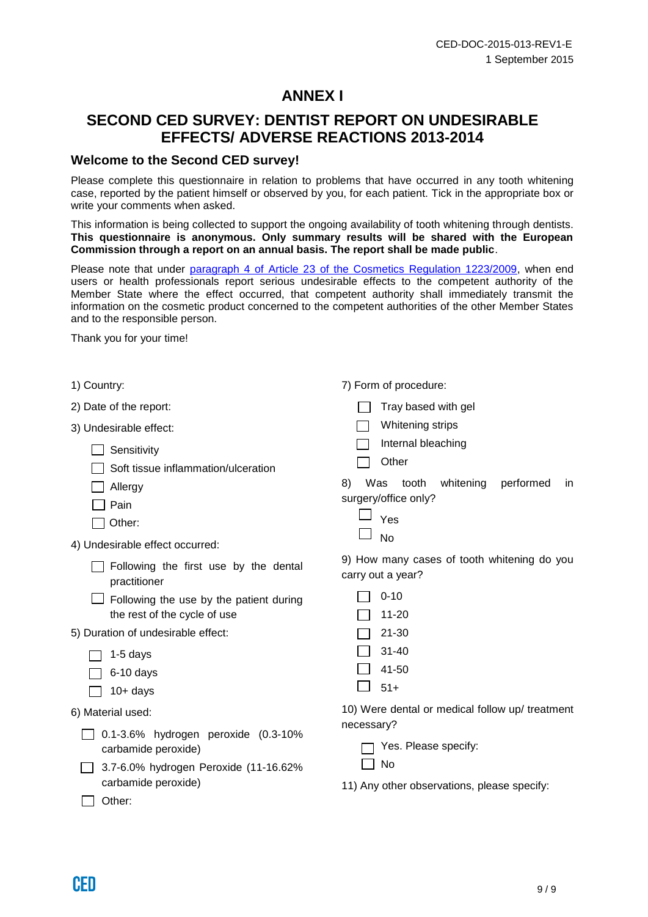CED-DOC-2015-013-REV1-E
1 September 2015

# ANNEX I

## SECOND CED SURVEY: DENTIST REPORT ON UNDESIRABLE EFFECTS/ ADVERSE REACTIONS 2013-2014

### Welcome to the Second CED survey!

Please complete this questionnaire in relation to problems that have occurred in any tooth whitening case, reported by the patient himself or observed by you, for each patient. Tick in the appropriate box or write your comments when asked.

This information is being collected to support the ongoing availability of tooth whitening through dentists. **This questionnaire is anonymous. Only summary results will be shared with the European Commission through a report on an annual basis. The report shall be made public**.

Please note that under paragraph 4 of Article 23 of the Cosmetics Regulation 1223/2009, when end users or health professionals report serious undesirable effects to the competent authority of the Member State where the effect occurred, that competent authority shall immediately transmit the information on the cosmetic product concerned to the competent authorities of the other Member States and to the responsible person.

Thank you for your time!

1) Country:

2) Date of the report:

3) Undesirable effect:

- ☐ Sensitivity
- ☐ Soft tissue inflammation/ulceration
- ☐ Allergy
- ☐ Pain
- ☐ Other:

4) Undesirable effect occurred:

- ☐ Following the first use by the dental practitioner
- ☐ Following the use by the patient during the rest of the cycle of use

5) Duration of undesirable effect:

- ☐ 1-5 days
- ☐ 6-10 days
- ☐ 10+ days

6) Material used:

- ☐ 0.1-3.6% hydrogen peroxide (0.3-10% carbamide peroxide)
- ☐ 3.7-6.0% hydrogen Peroxide (11-16.62% carbamide peroxide)
- ☐ Other:

7) Form of procedure:

- ☐ Tray based with gel
- ☐ Whitening strips
- ☐ Internal bleaching
- ☐ Other

8) Was tooth whitening performed in surgery/office only?

- ☐ Yes
- ☐ No

9) How many cases of tooth whitening do you carry out a year?

- ☐ 0-10
- ☐ 11-20
- ☐ 21-30
- ☐ 31-40
- ☐ 41-50
- ☐ 51+

10) Were dental or medical follow up/ treatment necessary?

- ☐ Yes. Please specify:
- ☐ No

11) Any other observations, please specify: